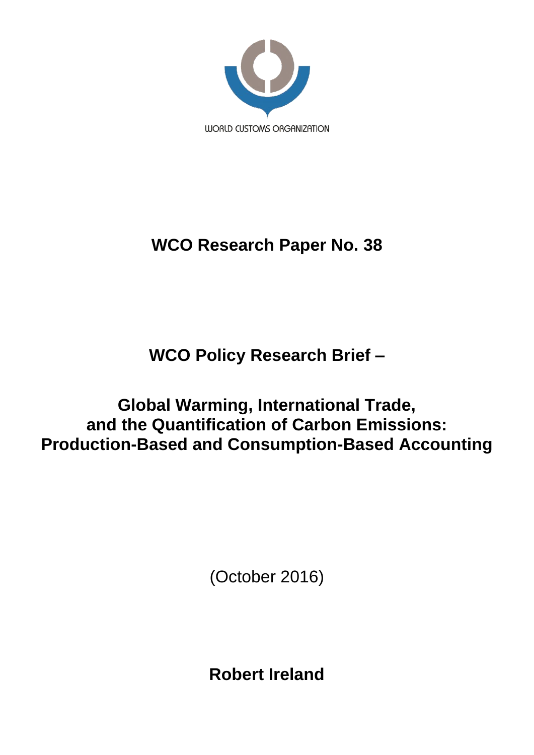WORLD CUSTOMS ORGANIZATION

# WCO Research Paper No. 38

## WCO Policy Research Brief –

## Global Warming, International Trade, and the Quantification of Carbon Emissions: Production-Based and Consumption-Based Accounting

(October 2016)

**Robert Ireland**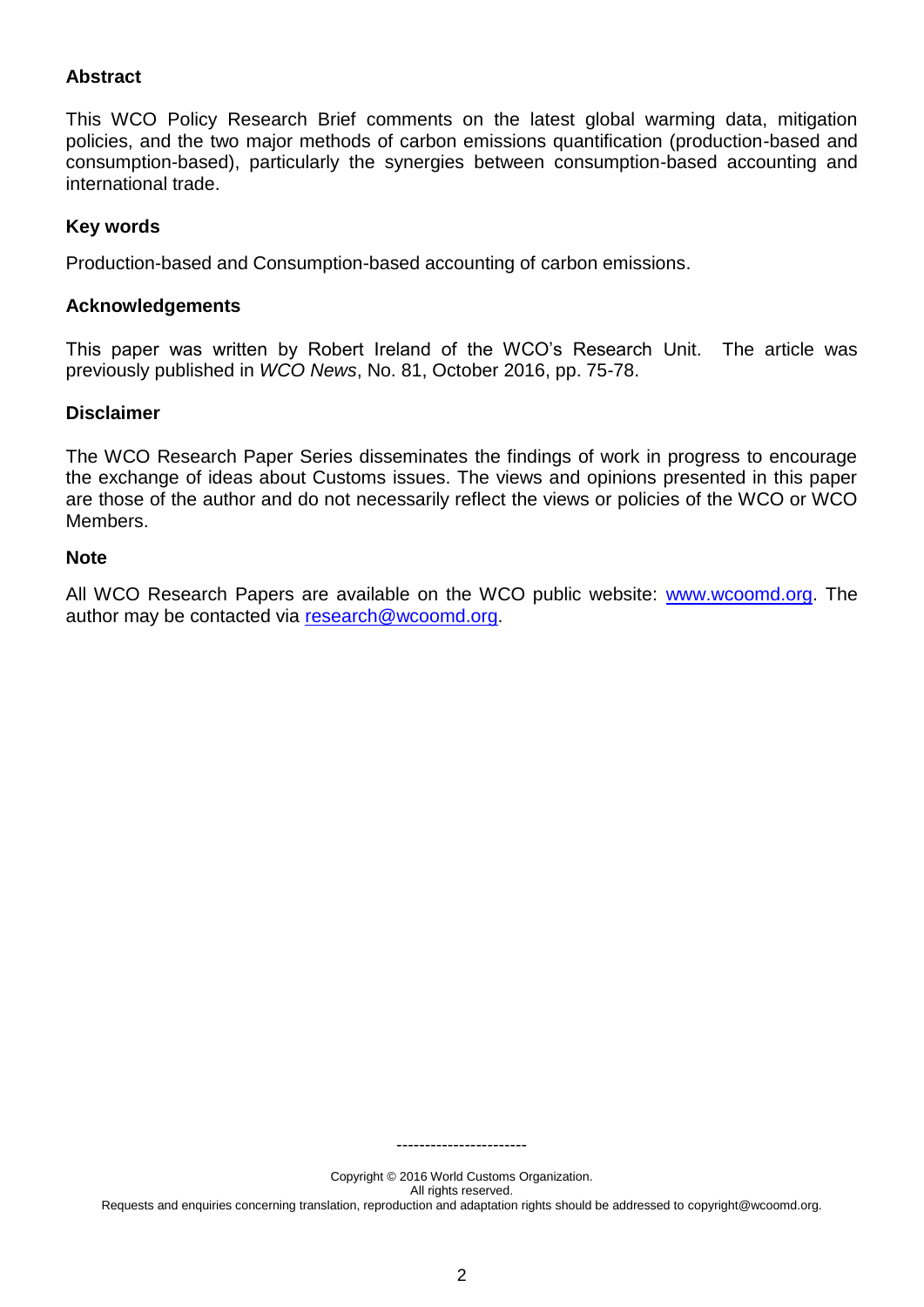## Abstract

This WCO Policy Research Brief comments on the latest global warming data, mitigation policies, and the two major methods of carbon emissions quantification (production-based and consumption-based), particularly the synergies between consumption-based accounting and international trade.

## Key words

Production-based and Consumption-based accounting of carbon emissions.

## Acknowledgements

This paper was written by Robert Ireland of the WCO's Research Unit. The article was previously published in *WCO News*, No. 81, October 2016, pp. 75-78.

## Disclaimer

The WCO Research Paper Series disseminates the findings of work in progress to encourage the exchange of ideas about Customs issues. The views and opinions presented in this paper are those of the author and do not necessarily reflect the views or policies of the WCO or WCO Members.

## Note

All WCO Research Papers are available on the WCO public website: [www.wcoomd.org](http://www.wcoomd.org). The author may be contacted via [research@wcoomd.org](mailto:research@wcoomd.org).

-----------------------

Copyright © 2016 World Customs Organization.
All rights reserved.
Requests and enquiries concerning translation, reproduction and adaptation rights should be addressed to copyright@wcoomd.org.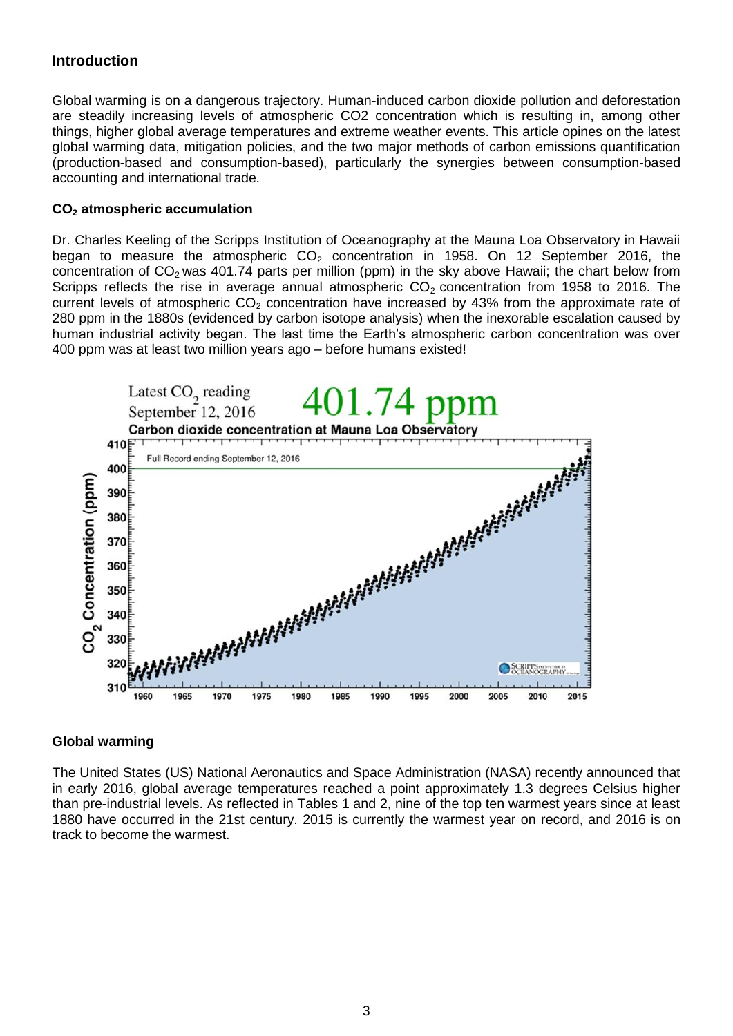## Introduction

Global warming is on a dangerous trajectory. Human-induced carbon dioxide pollution and deforestation are steadily increasing levels of atmospheric CO2 concentration which is resulting in, among other things, higher global average temperatures and extreme weather events. This article opines on the latest global warming data, mitigation policies, and the two major methods of carbon emissions quantification (production-based and consumption-based), particularly the synergies between consumption-based accounting and international trade.

### $CO_2$ atmospheric accumulation

Dr. Charles Keeling of the Scripps Institution of Oceanography at the Mauna Loa Observatory in Hawaii began to measure the atmospheric $CO_2$ concentration in 1958. On 12 September 2016, the concentration of $CO_2$ was 401.74 parts per million (ppm) in the sky above Hawaii; the chart below from Scripps reflects the rise in average annual atmospheric $CO_2$ concentration from 1958 to 2016. The current levels of atmospheric $CO_2$ concentration have increased by 43% from the approximate rate of 280 ppm in the 1880s (evidenced by carbon isotope analysis) when the inexorable escalation caused by human industrial activity began. The last time the Earth's atmospheric carbon concentration was over 400 ppm was at least two million years ago – before humans existed!

### Global warming

The United States (US) National Aeronautics and Space Administration (NASA) recently announced that in early 2016, global average temperatures reached a point approximately 1.3 degrees Celsius higher than pre-industrial levels. As reflected in Tables 1 and 2, nine of the top ten warmest years since at least 1880 have occurred in the 21st century. 2015 is currently the warmest year on record, and 2016 is on track to become the warmest.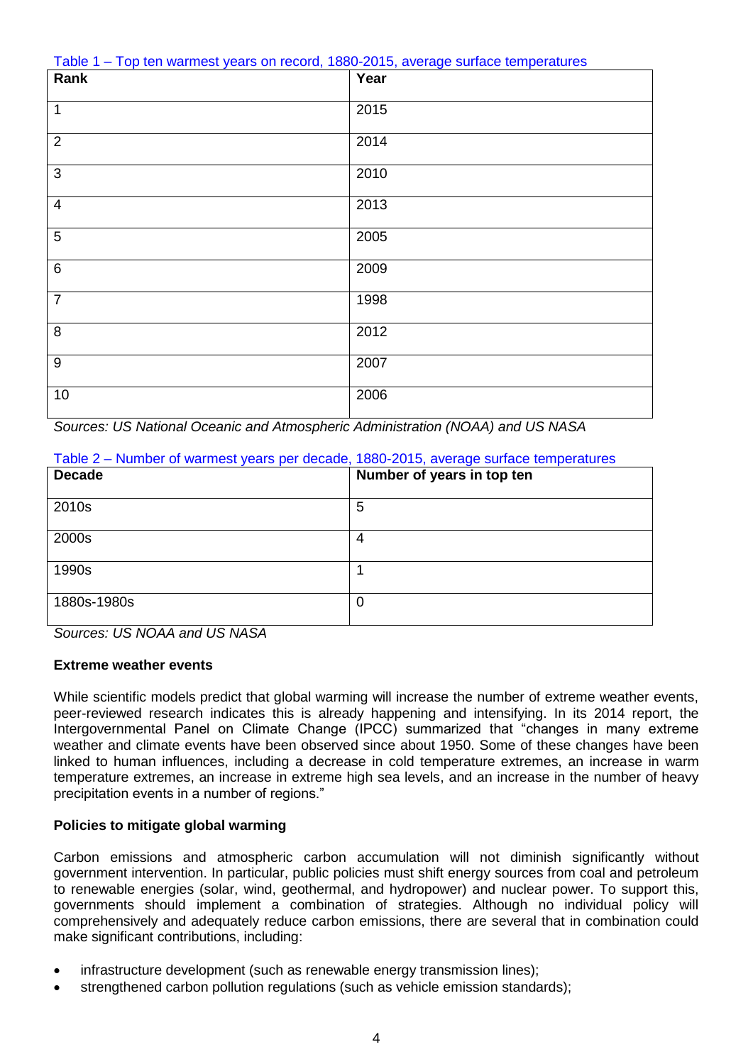Table 1 – Top ten warmest years on record, 1880-2015, average surface temperatures

| Rank | Year |
|---|---|
| 1 | 2015 |
| 2 | 2014 |
| 3 | 2010 |
| 4 | 2013 |
| 5 | 2005 |
| 6 | 2009 |
| 7 | 1998 |
| 8 | 2012 |
| 9 | 2007 |
| 10 | 2006 |

*Sources: US National Oceanic and Atmospheric Administration (NOAA) and US NASA*

Table 2 – Number of warmest years per decade, 1880-2015, average surface temperatures

| Decade | Number of years in top ten |
|---|---|
| 2010s | 5 |
| 2000s | 4 |
| 1990s | 1 |
| 1880s-1980s | 0 |

*Sources: US NOAA and US NASA*

**Extreme weather events**

While scientific models predict that global warming will increase the number of extreme weather events, peer-reviewed research indicates this is already happening and intensifying. In its 2014 report, the Intergovernmental Panel on Climate Change (IPCC) summarized that "changes in many extreme weather and climate events have been observed since about 1950. Some of these changes have been linked to human influences, including a decrease in cold temperature extremes, an increase in warm temperature extremes, an increase in extreme high sea levels, and an increase in the number of heavy precipitation events in a number of regions."

**Policies to mitigate global warming**

Carbon emissions and atmospheric carbon accumulation will not diminish significantly without government intervention. In particular, public policies must shift energy sources from coal and petroleum to renewable energies (solar, wind, geothermal, and hydropower) and nuclear power. To support this, governments should implement a combination of strategies. Although no individual policy will comprehensively and adequately reduce carbon emissions, there are several that in combination could make significant contributions, including:

- infrastructure development (such as renewable energy transmission lines);
- strengthened carbon pollution regulations (such as vehicle emission standards);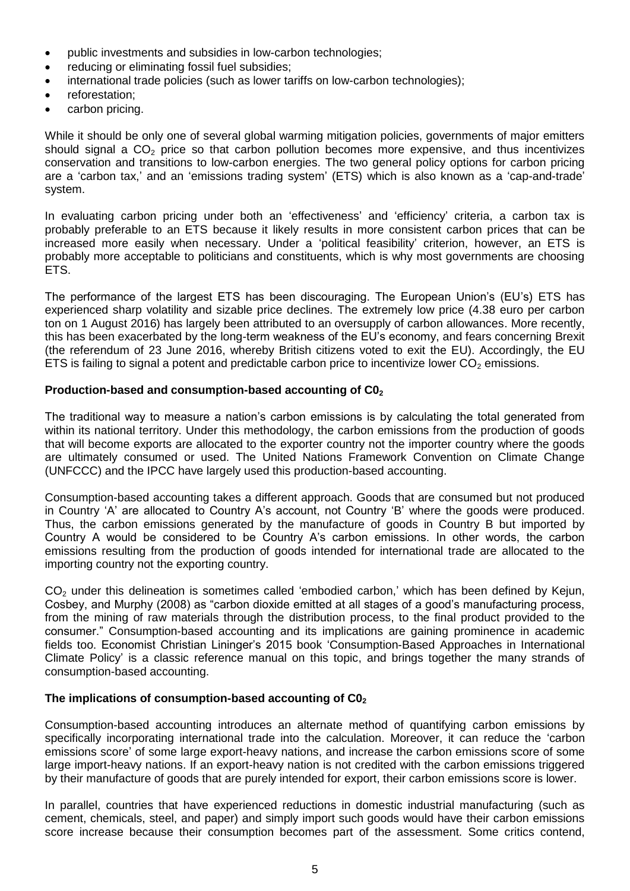- public investments and subsidies in low-carbon technologies;
- reducing or eliminating fossil fuel subsidies;
- international trade policies (such as lower tariffs on low-carbon technologies);
- reforestation;
- carbon pricing.

While it should be only one of several global warming mitigation policies, governments of major emitters should signal a $CO_2$ price so that carbon pollution becomes more expensive, and thus incentivizes conservation and transitions to low-carbon energies. The two general policy options for carbon pricing are a 'carbon tax,' and an 'emissions trading system' (ETS) which is also known as a 'cap-and-trade' system.

In evaluating carbon pricing under both an 'effectiveness' and 'efficiency' criteria, a carbon tax is probably preferable to an ETS because it likely results in more consistent carbon prices that can be increased more easily when necessary. Under a 'political feasibility' criterion, however, an ETS is probably more acceptable to politicians and constituents, which is why most governments are choosing ETS.

The performance of the largest ETS has been discouraging. The European Union's (EU's) ETS has experienced sharp volatility and sizable price declines. The extremely low price (4.38 euro per carbon ton on 1 August 2016) has largely been attributed to an oversupply of carbon allowances. More recently, this has been exacerbated by the long-term weakness of the EU's economy, and fears concerning Brexit (the referendum of 23 June 2016, whereby British citizens voted to exit the EU). Accordingly, the EU ETS is failing to signal a potent and predictable carbon price to incentivize lower $CO_2$ emissions.

**Production-based and consumption-based accounting of $C0_2$**

The traditional way to measure a nation's carbon emissions is by calculating the total generated from within its national territory. Under this methodology, the carbon emissions from the production of goods that will become exports are allocated to the exporter country not the importer country where the goods are ultimately consumed or used. The United Nations Framework Convention on Climate Change (UNFCCC) and the IPCC have largely used this production-based accounting.

Consumption-based accounting takes a different approach. Goods that are consumed but not produced in Country 'A' are allocated to Country A's account, not Country 'B' where the goods were produced. Thus, the carbon emissions generated by the manufacture of goods in Country B but imported by Country A would be considered to be Country A's carbon emissions. In other words, the carbon emissions resulting from the production of goods intended for international trade are allocated to the importing country not the exporting country.

$CO_2$ under this delineation is sometimes called 'embodied carbon,' which has been defined by Kejun, Cosbey, and Murphy (2008) as "carbon dioxide emitted at all stages of a good's manufacturing process, from the mining of raw materials through the distribution process, to the final product provided to the consumer." Consumption-based accounting and its implications are gaining prominence in academic fields too. Economist Christian Lininger's 2015 book 'Consumption-Based Approaches in International Climate Policy' is a classic reference manual on this topic, and brings together the many strands of consumption-based accounting.

**The implications of consumption-based accounting of $C0_2$**

Consumption-based accounting introduces an alternate method of quantifying carbon emissions by specifically incorporating international trade into the calculation. Moreover, it can reduce the 'carbon emissions score' of some large export-heavy nations, and increase the carbon emissions score of some large import-heavy nations. If an export-heavy nation is not credited with the carbon emissions triggered by their manufacture of goods that are purely intended for export, their carbon emissions score is lower.

In parallel, countries that have experienced reductions in domestic industrial manufacturing (such as cement, chemicals, steel, and paper) and simply import such goods would have their carbon emissions score increase because their consumption becomes part of the assessment. Some critics contend,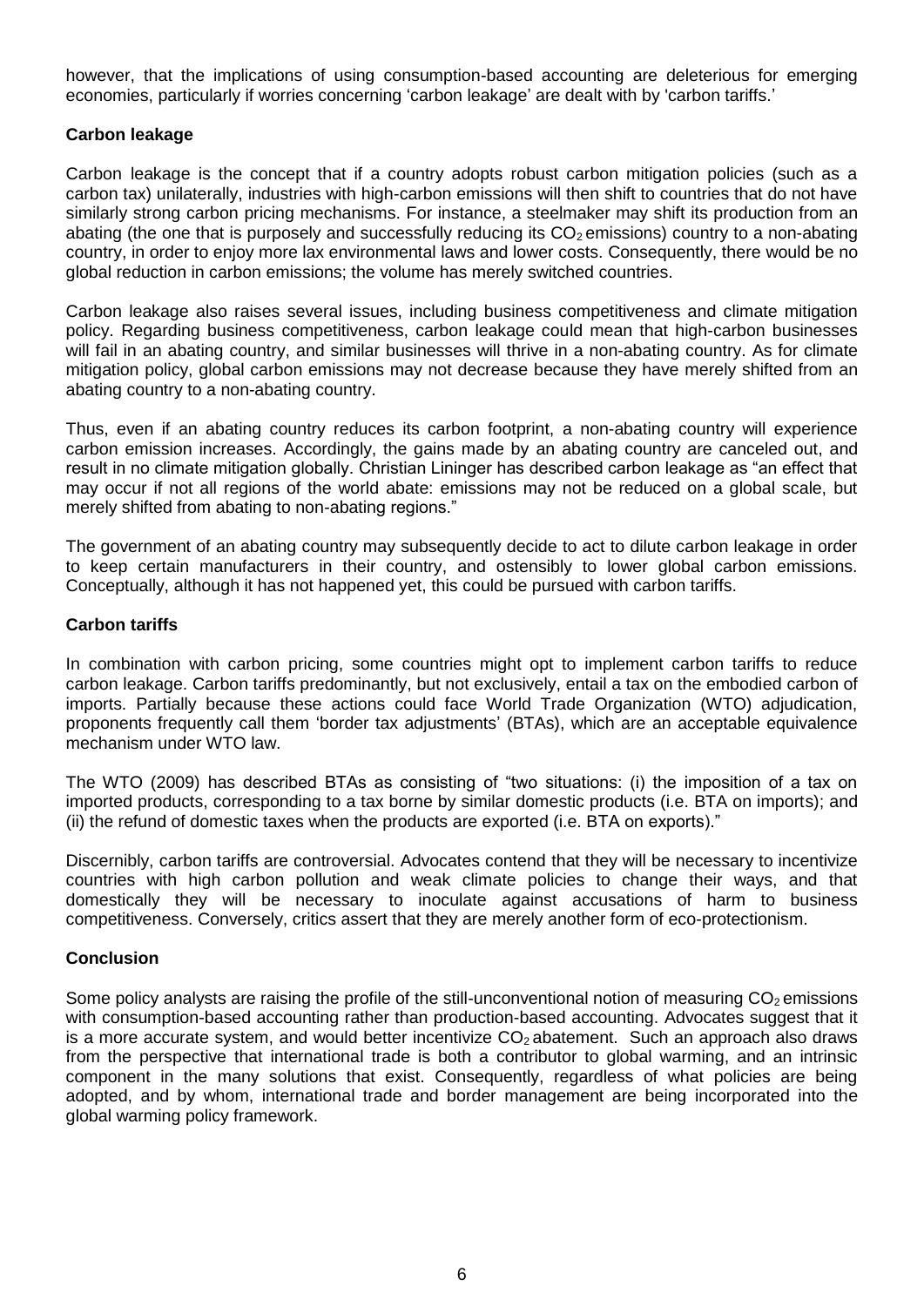however, that the implications of using consumption-based accounting are deleterious for emerging economies, particularly if worries concerning 'carbon leakage' are dealt with by 'carbon tariffs.'

### Carbon leakage

Carbon leakage is the concept that if a country adopts robust carbon mitigation policies (such as a carbon tax) unilaterally, industries with high-carbon emissions will then shift to countries that do not have similarly strong carbon pricing mechanisms. For instance, a steelmaker may shift its production from an abating (the one that is purposely and successfully reducing its $CO_2$ emissions) country to a non-abating country, in order to enjoy more lax environmental laws and lower costs. Consequently, there would be no global reduction in carbon emissions; the volume has merely switched countries.

Carbon leakage also raises several issues, including business competitiveness and climate mitigation policy. Regarding business competitiveness, carbon leakage could mean that high-carbon businesses will fail in an abating country, and similar businesses will thrive in a non-abating country. As for climate mitigation policy, global carbon emissions may not decrease because they have merely shifted from an abating country to a non-abating country.

Thus, even if an abating country reduces its carbon footprint, a non-abating country will experience carbon emission increases. Accordingly, the gains made by an abating country are canceled out, and result in no climate mitigation globally. Christian Lininger has described carbon leakage as "an effect that may occur if not all regions of the world abate: emissions may not be reduced on a global scale, but merely shifted from abating to non-abating regions."

The government of an abating country may subsequently decide to act to dilute carbon leakage in order to keep certain manufacturers in their country, and ostensibly to lower global carbon emissions. Conceptually, although it has not happened yet, this could be pursued with carbon tariffs.

### Carbon tariffs

In combination with carbon pricing, some countries might opt to implement carbon tariffs to reduce carbon leakage. Carbon tariffs predominantly, but not exclusively, entail a tax on the embodied carbon of imports. Partially because these actions could face World Trade Organization (WTO) adjudication, proponents frequently call them 'border tax adjustments' (BTAs), which are an acceptable equivalence mechanism under WTO law.

The WTO (2009) has described BTAs as consisting of "two situations: (i) the imposition of a tax on imported products, corresponding to a tax borne by similar domestic products (i.e. BTA on imports); and (ii) the refund of domestic taxes when the products are exported (i.e. BTA on exports)."

Discernibly, carbon tariffs are controversial. Advocates contend that they will be necessary to incentivize countries with high carbon pollution and weak climate policies to change their ways, and that domestically they will be necessary to inoculate against accusations of harm to business competitiveness. Conversely, critics assert that they are merely another form of eco-protectionism.

### Conclusion

Some policy analysts are raising the profile of the still-unconventional notion of measuring $CO_2$ emissions with consumption-based accounting rather than production-based accounting. Advocates suggest that it is a more accurate system, and would better incentivize $CO_2$ abatement. Such an approach also draws from the perspective that international trade is both a contributor to global warming, and an intrinsic component in the many solutions that exist. Consequently, regardless of what policies are being adopted, and by whom, international trade and border management are being incorporated into the global warming policy framework.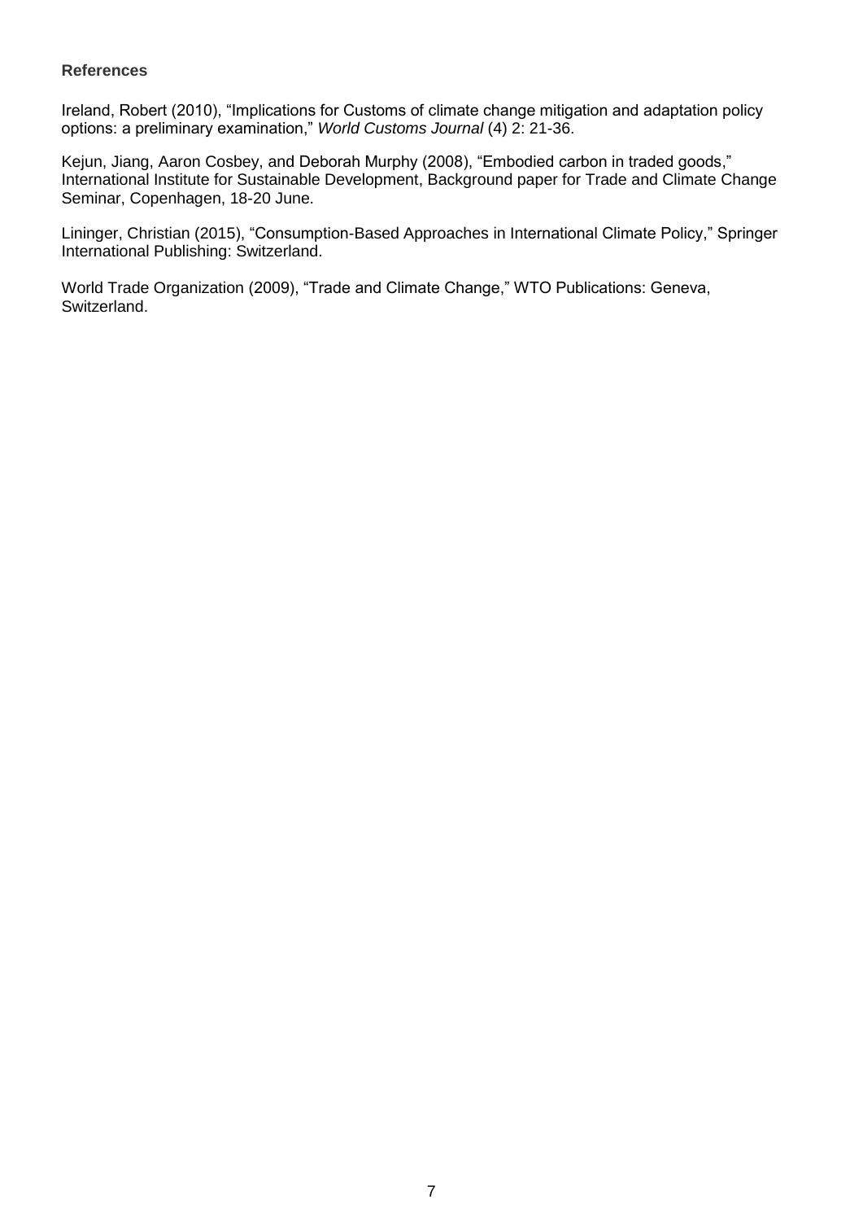## References

Ireland, Robert (2010), “Implications for Customs of climate change mitigation and adaptation policy options: a preliminary examination,” *World Customs Journal* (4) 2: 21-36.

Kejun, Jiang, Aaron Cosbey, and Deborah Murphy (2008), “Embodied carbon in traded goods,” International Institute for Sustainable Development, Background paper for Trade and Climate Change Seminar, Copenhagen, 18-20 June.

Lininger, Christian (2015), “Consumption-Based Approaches in International Climate Policy,” Springer International Publishing: Switzerland.

World Trade Organization (2009), “Trade and Climate Change,” WTO Publications: Geneva, Switzerland.